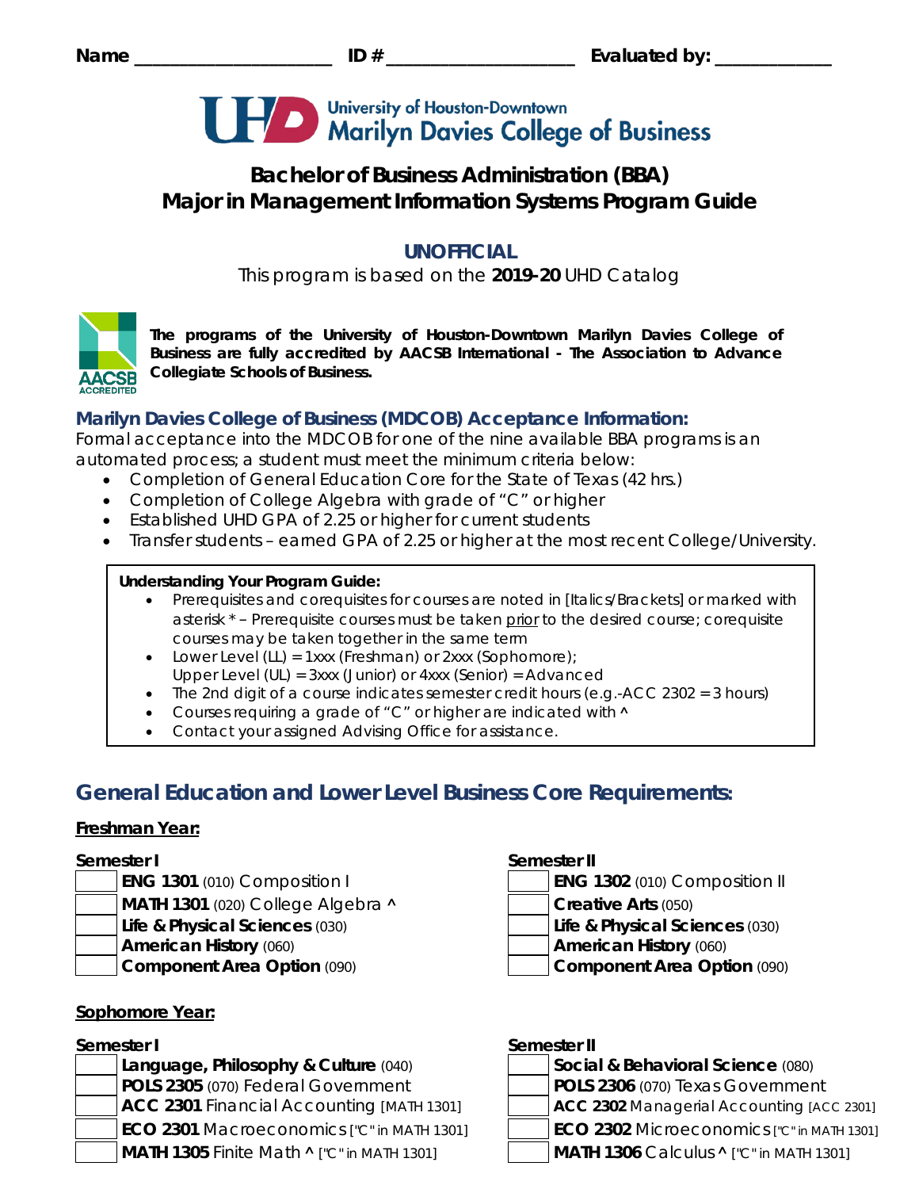Name ____________________ ID # ____________________ Evaluated by: ____________

University of Houston-Downtown
Marilyn Davies College of Business

# Bachelor of Business Administration (BBA)
# Major in Management Information Systems Program Guide

## UNOFFICIAL

This program is based on the **2019-20** UHD Catalog

**The programs of the University of Houston-Downtown Marilyn Davies College of Business are fully accredited by AACSB International - The Association to Advance Collegiate Schools of Business.**

### Marilyn Davies College of Business (MDCOB) Acceptance Information:

Formal acceptance into the MDCOB for one of the nine available BBA programs is an automated process; a student must meet the minimum criteria below:

- Completion of General Education Core for the State of Texas (42 hrs.)
- Completion of College Algebra with grade of "C" or higher
- Established UHD GPA of 2.25 or higher for current students
- Transfer students – earned GPA of 2.25 or higher at the most recent College/University.

**Understanding Your Program Guide:**

- Prerequisites and corequisites for courses are noted in [Italics/Brackets] or marked with asterisk * – Prerequisite courses must be taken prior to the desired course; corequisite courses may be taken together in the same term
- Lower Level (LL) = 1xxx (Freshman) or 2xxx (Sophomore);
  Upper Level (UL) = 3xxx (Junior) or 4xxx (Senior) = Advanced
- The 2nd digit of a course indicates semester credit hours (e.g.-ACC 2302 = 3 hours)
- Courses requiring a grade of "C" or higher are indicated with ^
- Contact your assigned Advising Office for assistance.

## General Education and Lower Level Business Core Requirements:

### Freshman Year:

**Semester I**

- [ ] **ENG 1301** (010) Composition I
- [ ] **MATH 1301** (020) College Algebra ^
- [ ] **Life & Physical Sciences** (030)
- [ ] **American History** (060)
- [ ] **Component Area Option** (090)

**Semester II**

- [ ] **ENG 1302** (010) Composition II
- [ ] **Creative Arts** (050)
- [ ] **Life & Physical Sciences** (030)
- [ ] **American History** (060)
- [ ] **Component Area Option** (090)

### Sophomore Year:

**Semester I**

- [ ] **Language, Philosophy & Culture** (040)
- [ ] **POLS 2305** (070) Federal Government
- [ ] **ACC 2301** Financial Accounting [MATH 1301]
- [ ] **ECO 2301** Macroeconomics ["C" in MATH 1301]
- [ ] **MATH 1305** Finite Math ^ ["C" in MATH 1301]

**Semester II**

- [ ] **Social & Behavioral Science** (080)
- [ ] **POLS 2306** (070) Texas Government
- [ ] **ACC 2302** Managerial Accounting [ACC 2301]
- [ ] **ECO 2302** Microeconomics ["C" in MATH 1301]
- [ ] **MATH 1306** Calculus ^ ["C" in MATH 1301]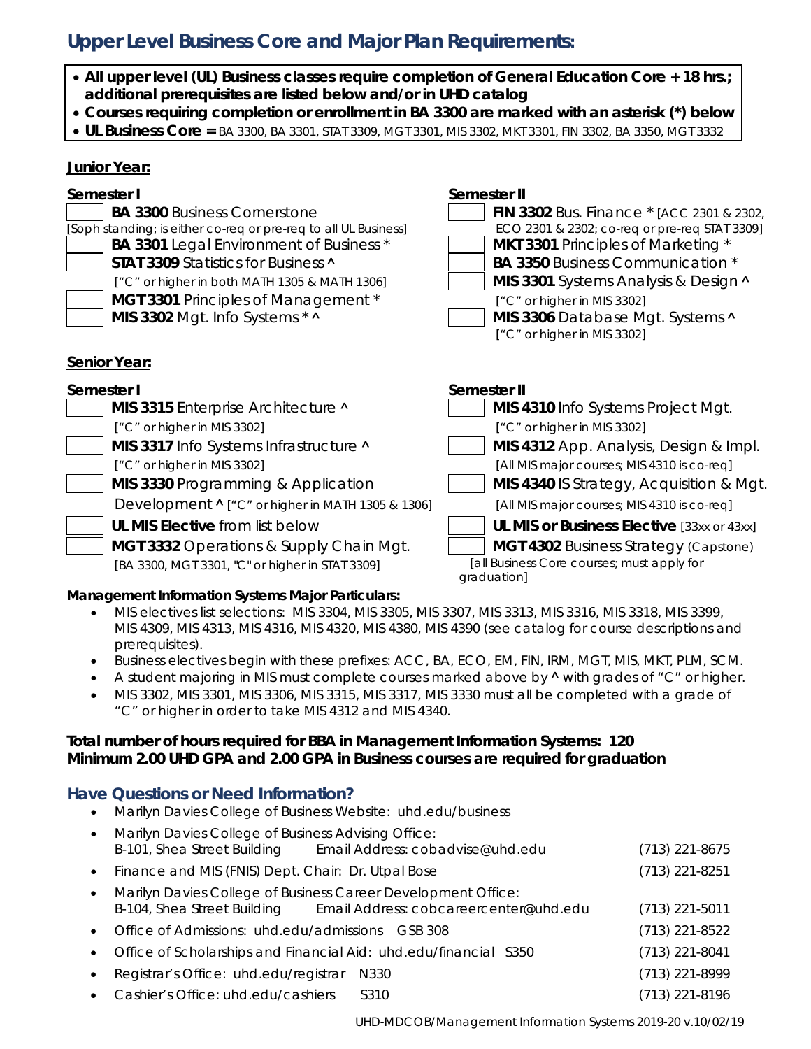## Upper Level Business Core and Major Plan Requirements:

- **All upper level (UL) Business classes require completion of General Education Core + 18 hrs.; additional prerequisites are listed below and/or in UHD catalog**
- **Courses requiring completion or enrollment in BA 3300 are marked with an asterisk (*) below**
- **UL Business Core =** BA 3300, BA 3301, STAT 3309, MGT 3301, MIS 3302, MKT 3301, FIN 3302, BA 3350, MGT 3332

### Junior Year:

**Semester I**

- **BA 3300** Business Cornerstone
  [Soph standing; is either co-req or pre-req to all UL Business]
- **BA 3301** Legal Environment of Business *
- **STAT 3309** Statistics for Business ^
  ["C" or higher in both MATH 1305 & MATH 1306]
- **MGT 3301** Principles of Management *
- **MIS 3302** Mgt. Info Systems * ^

**Semester II**

- **FIN 3302** Bus. Finance * [ACC 2301 & 2302, ECO 2301 & 2302; co-req or pre-req STAT 3309]
- **MKT 3301** Principles of Marketing *
- **BA 3350** Business Communication *
- **MIS 3301** Systems Analysis & Design ^
  ["C" or higher in MIS 3302]
- **MIS 3306** Database Mgt. Systems ^
  ["C" or higher in MIS 3302]

### Senior Year:

**Semester I**

- **MIS 3315** Enterprise Architecture ^
  ["C" or higher in MIS 3302]
- **MIS 3317** Info Systems Infrastructure ^
  ["C" or higher in MIS 3302]
- **MIS 3330** Programming & Application Development ^ ["C" or higher in MATH 1305 & 1306]
- **UL MIS Elective** from list below
- **MGT 3332** Operations & Supply Chain Mgt.
  [BA 3300, MGT 3301, "C" or higher in STAT 3309]

**Semester II**

- **MIS 4310** Info Systems Project Mgt.
  ["C" or higher in MIS 3302]
- **MIS 4312** App. Analysis, Design & Impl.
  [All MIS major courses; MIS 4310 is co-req]
- **MIS 4340** IS Strategy, Acquisition & Mgt.
  [All MIS major courses; MIS 4310 is co-req]
- **UL MIS or Business Elective** [33xx or 43xx]
- **MGT 4302** Business Strategy (Capstone)
  [all Business Core courses; must apply for graduation]

**Management Information Systems Major Particulars:**

- MIS electives list selections: MIS 3304, MIS 3305, MIS 3307, MIS 3313, MIS 3316, MIS 3318, MIS 3399, MIS 4309, MIS 4313, MIS 4316, MIS 4320, MIS 4380, MIS 4390 (see catalog for course descriptions and prerequisites).
- Business electives begin with these prefixes: ACC, BA, ECO, EM, FIN, IRM, MGT, MIS, MKT, PLM, SCM.
- A student majoring in MIS must complete courses marked above by **^** with grades of "C" or higher.
- MIS 3302, MIS 3301, MIS 3306, MIS 3315, MIS 3317, MIS 3330 must all be completed with a grade of "C" or higher in order to take MIS 4312 and MIS 4340.

**Total number of hours required for BBA in Management Information Systems: 120**
**Minimum 2.00 UHD GPA and 2.00 GPA in Business courses are required for graduation**

## Have Questions or Need Information?

- Marilyn Davies College of Business Website: uhd.edu/business
- Marilyn Davies College of Business Advising Office:
  B-101, Shea Street Building Email Address: cobadvise@uhd.edu (713) 221-8675
- Finance and MIS (FNIS) Dept. Chair: Dr. Utpal Bose (713) 221-8251
- Marilyn Davies College of Business Career Development Office:
  B-104, Shea Street Building Email Address: cobcareercenter@uhd.edu (713) 221-5011
- Office of Admissions: uhd.edu/admissions GSB 308 (713) 221-8522
- Office of Scholarships and Financial Aid: uhd.edu/financial S350 (713) 221-8041
- Registrar's Office: uhd.edu/registrar N330 (713) 221-8999
- Cashier's Office: uhd.edu/cashiers S310 (713) 221-8196

UHD-MDCOB/Management Information Systems 2019-20 v.10/02/19